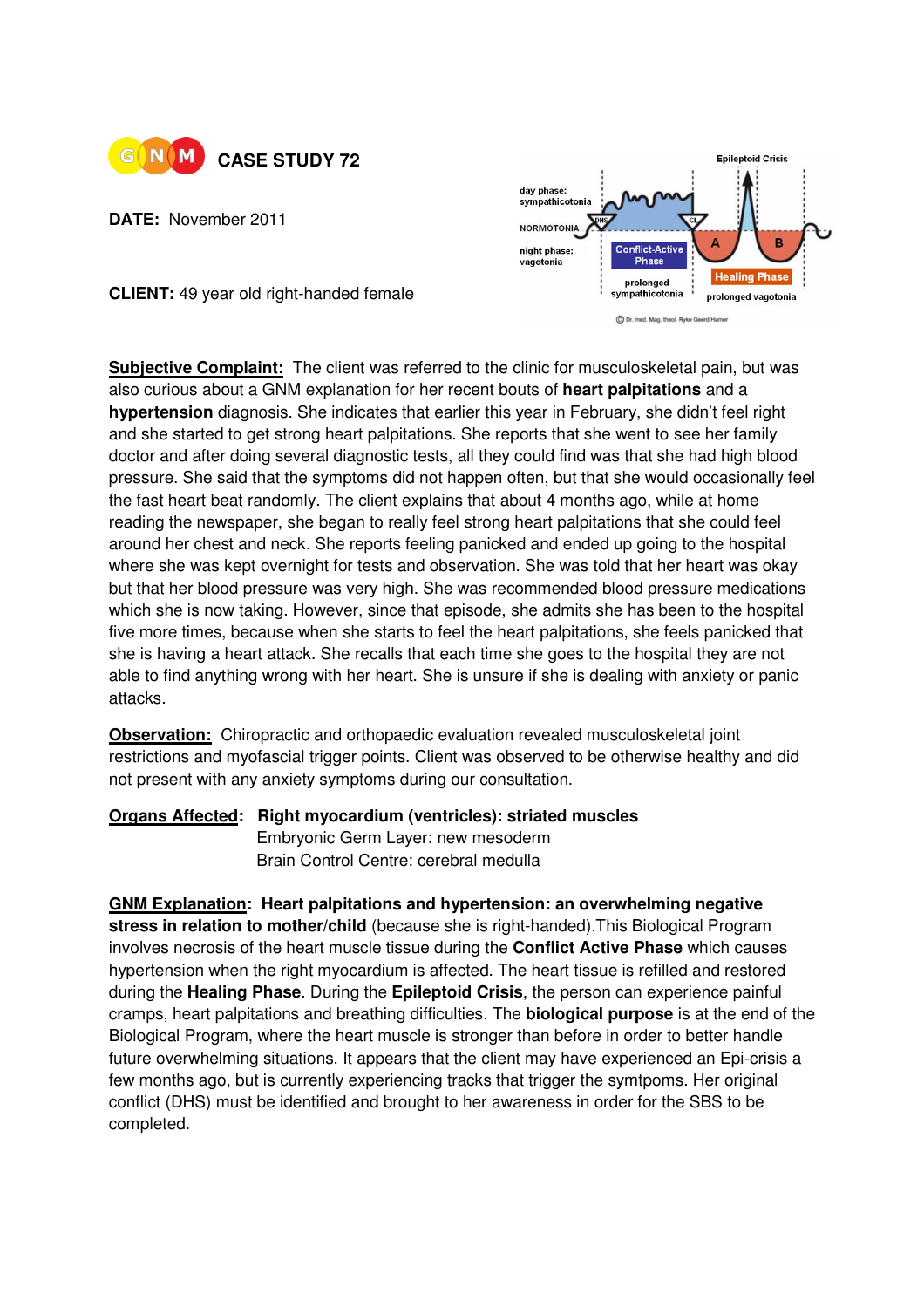**GNM** **CASE STUDY 72**

**DATE:** November 2011

**CLIENT:** 49 year old right-handed female

**Subjective Complaint:** The client was referred to the clinic for musculoskeletal pain, but was also curious about a GNM explanation for her recent bouts of **heart palpitations** and a **hypertension** diagnosis. She indicates that earlier this year in February, she didn't feel right and she started to get strong heart palpitations. She reports that she went to see her family doctor and after doing several diagnostic tests, all they could find was that she had high blood pressure. She said that the symptoms did not happen often, but that she would occasionally feel the fast heart beat randomly. The client explains that about 4 months ago, while at home reading the newspaper, she began to really feel strong heart palpitations that she could feel around her chest and neck. She reports feeling panicked and ended up going to the hospital where she was kept overnight for tests and observation. She was told that her heart was okay but that her blood pressure was very high. She was recommended blood pressure medications which she is now taking. However, since that episode, she admits she has been to the hospital five more times, because when she starts to feel the heart palpitations, she feels panicked that she is having a heart attack. She recalls that each time she goes to the hospital they are not able to find anything wrong with her heart. She is unsure if she is dealing with anxiety or panic attacks.

**Observation:** Chiropractic and orthopaedic evaluation revealed musculoskeletal joint restrictions and myofascial trigger points. Client was observed to be otherwise healthy and did not present with any anxiety symptoms during our consultation.

**Organs Affected**: **Right myocardium (ventricles): striated muscles**
Embryonic Germ Layer: new mesoderm
Brain Control Centre: cerebral medulla

**GNM Explanation**: **Heart palpitations and hypertension: an overwhelming negative stress in relation to mother/child** (because she is right-handed).This Biological Program involves necrosis of the heart muscle tissue during the **Conflict Active Phase** which causes hypertension when the right myocardium is affected. The heart tissue is refilled and restored during the **Healing Phase**. During the **Epileptoid Crisis**, the person can experience painful cramps, heart palpitations and breathing difficulties. The **biological purpose** is at the end of the Biological Program, where the heart muscle is stronger than before in order to better handle future overwhelming situations. It appears that the client may have experienced an Epi-crisis a few months ago, but is currently experiencing tracks that trigger the symtpoms. Her original conflict (DHS) must be identified and brought to her awareness in order for the SBS to be completed.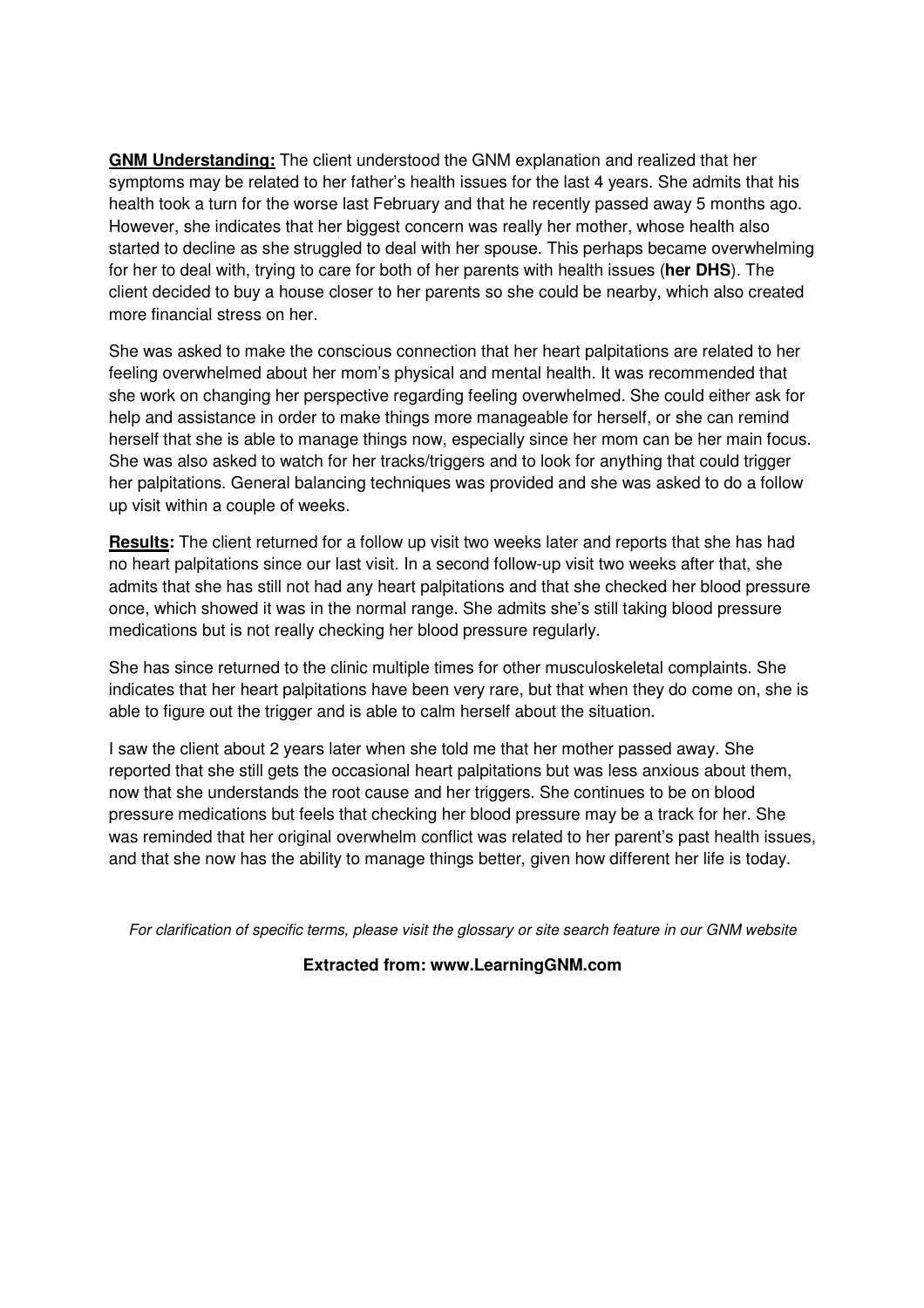**<u>GNM Understanding:</u>** The client understood the GNM explanation and realized that her symptoms may be related to her father's health issues for the last 4 years. She admits that his health took a turn for the worse last February and that he recently passed away 5 months ago. However, she indicates that her biggest concern was really her mother, whose health also started to decline as she struggled to deal with her spouse. This perhaps became overwhelming for her to deal with, trying to care for both of her parents with health issues (**her DHS**). The client decided to buy a house closer to her parents so she could be nearby, which also created more financial stress on her.

She was asked to make the conscious connection that her heart palpitations are related to her feeling overwhelmed about her mom's physical and mental health. It was recommended that she work on changing her perspective regarding feeling overwhelmed. She could either ask for help and assistance in order to make things more manageable for herself, or she can remind herself that she is able to manage things now, especially since her mom can be her main focus. She was also asked to watch for her tracks/triggers and to look for anything that could trigger her palpitations. General balancing techniques was provided and she was asked to do a follow up visit within a couple of weeks.

**<u>Results</u>:** The client returned for a follow up visit two weeks later and reports that she has had no heart palpitations since our last visit. In a second follow-up visit two weeks after that, she admits that she has still not had any heart palpitations and that she checked her blood pressure once, which showed it was in the normal range. She admits she's still taking blood pressure medications but is not really checking her blood pressure regularly.

She has since returned to the clinic multiple times for other musculoskeletal complaints. She indicates that her heart palpitations have been very rare, but that when they do come on, she is able to figure out the trigger and is able to calm herself about the situation.

I saw the client about 2 years later when she told me that her mother passed away. She reported that she still gets the occasional heart palpitations but was less anxious about them, now that she understands the root cause and her triggers. She continues to be on blood pressure medications but feels that checking her blood pressure may be a track for her. She was reminded that her original overwhelm conflict was related to her parent's past health issues, and that she now has the ability to manage things better, given how different her life is today.

*For clarification of specific terms, please visit the glossary or site search feature in our GNM website*

**Extracted from: www.LearningGNM.com**